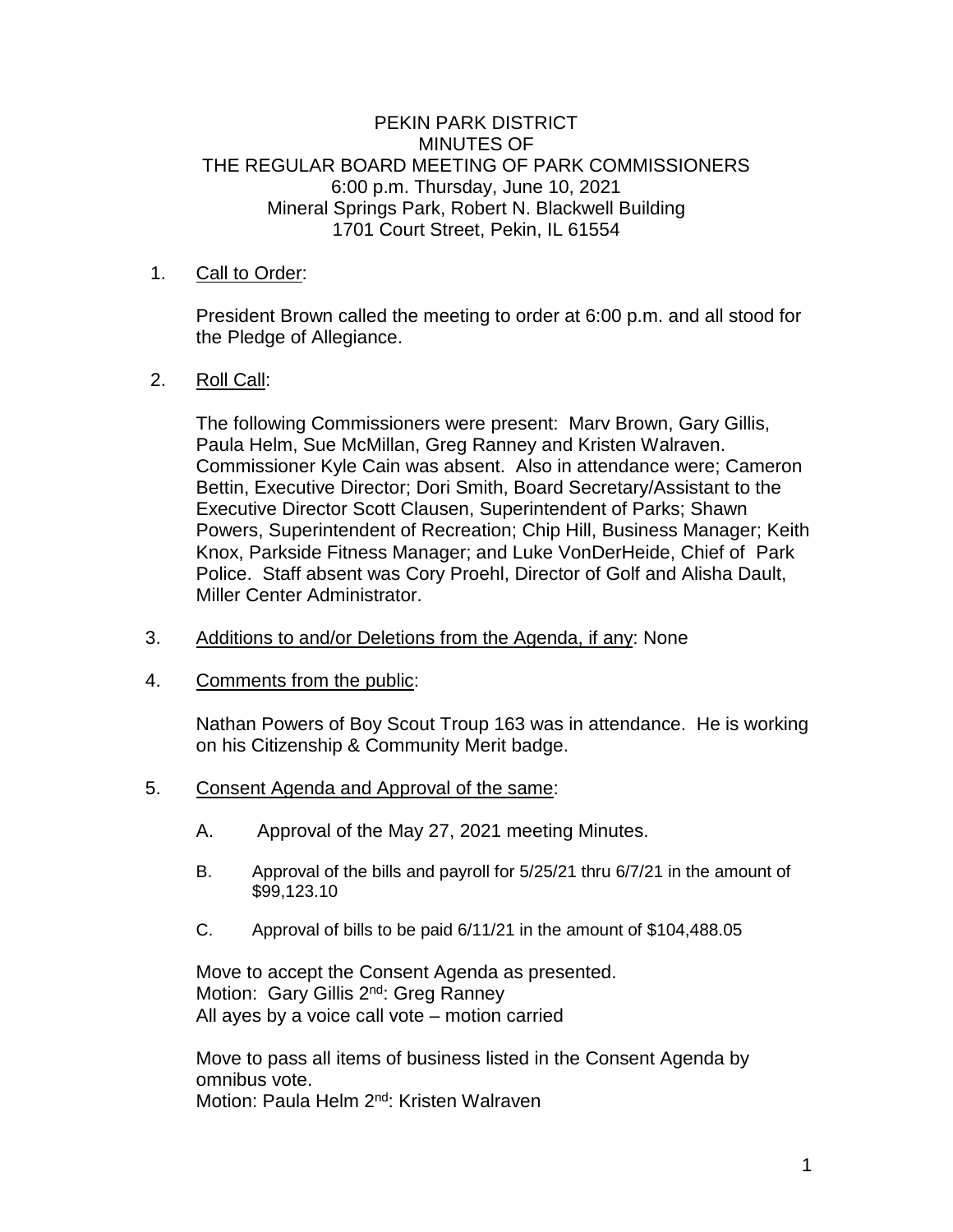PEKIN PARK DISTRICT
MINUTES OF
THE REGULAR BOARD MEETING OF PARK COMMISSIONERS
6:00 p.m. Thursday, June 10, 2021
Mineral Springs Park, Robert N. Blackwell Building
1701 Court Street, Pekin, IL 61554

1. Call to Order:

   President Brown called the meeting to order at 6:00 p.m. and all stood for the Pledge of Allegiance.

2. Roll Call:

   The following Commissioners were present: Marv Brown, Gary Gillis, Paula Helm, Sue McMillan, Greg Ranney and Kristen Walraven. Commissioner Kyle Cain was absent. Also in attendance were; Cameron Bettin, Executive Director; Dori Smith, Board Secretary/Assistant to the Executive Director Scott Clausen, Superintendent of Parks; Shawn Powers, Superintendent of Recreation; Chip Hill, Business Manager; Keith Knox, Parkside Fitness Manager; and Luke VonDerHeide, Chief of Park Police. Staff absent was Cory Proehl, Director of Golf and Alisha Dault, Miller Center Administrator.

3. Additions to and/or Deletions from the Agenda, if any: None

4. Comments from the public:

   Nathan Powers of Boy Scout Troup 163 was in attendance. He is working on his Citizenship & Community Merit badge.

5. Consent Agenda and Approval of the same:

   A. Approval of the May 27, 2021 meeting Minutes.

   B. Approval of the bills and payroll for 5/25/21 thru 6/7/21 in the amount of $99,123.10

   C. Approval of bills to be paid 6/11/21 in the amount of $104,488.05

   Move to accept the Consent Agenda as presented.
   Motion: Gary Gillis 2nd: Greg Ranney
   All ayes by a voice call vote – motion carried

   Move to pass all items of business listed in the Consent Agenda by omnibus vote.
   Motion: Paula Helm 2nd: Kristen Walraven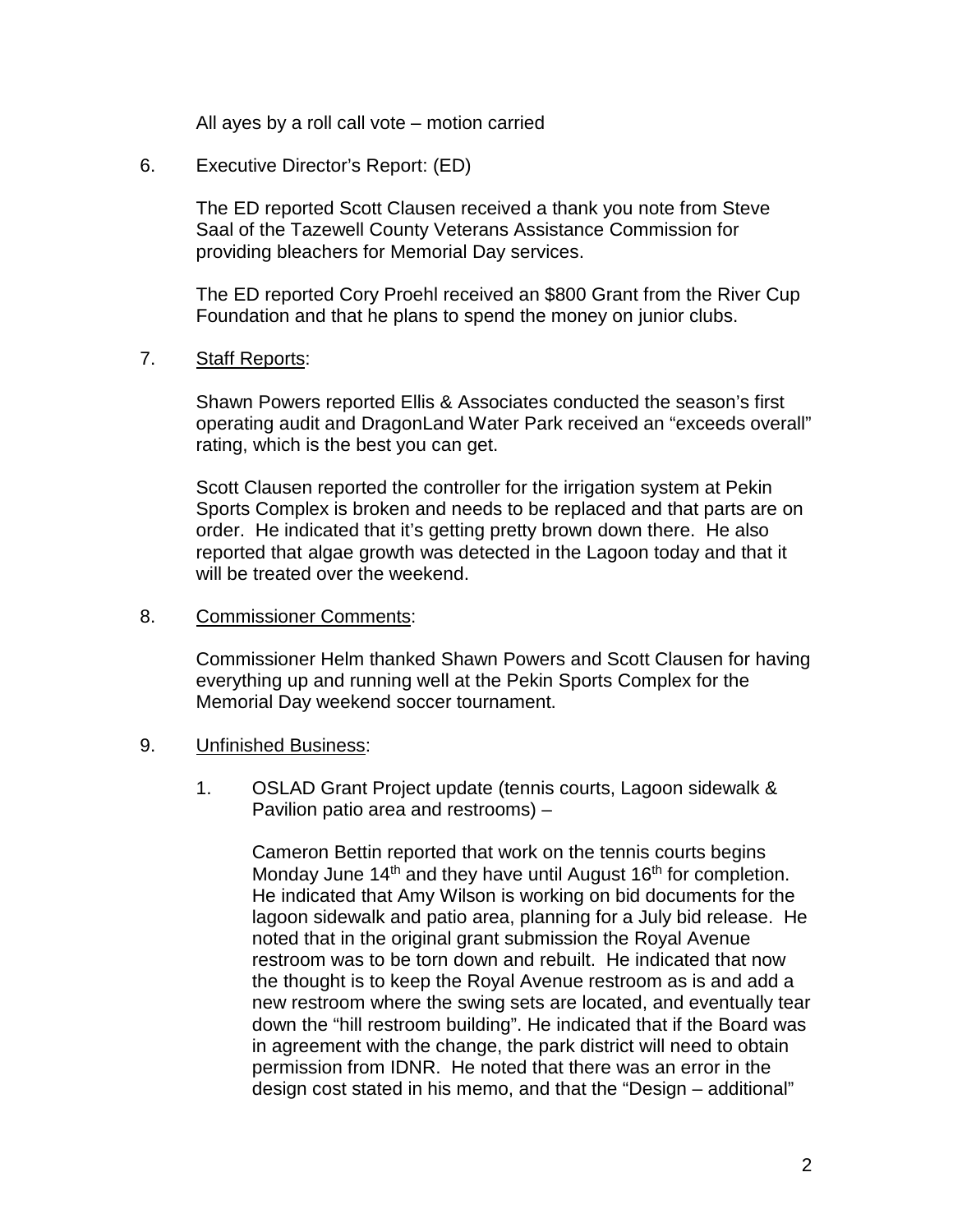All ayes by a roll call vote – motion carried

6. Executive Director's Report: (ED)

   The ED reported Scott Clausen received a thank you note from Steve Saal of the Tazewell County Veterans Assistance Commission for providing bleachers for Memorial Day services.

   The ED reported Cory Proehl received an $800 Grant from the River Cup Foundation and that he plans to spend the money on junior clubs.

7. Staff Reports:

   Shawn Powers reported Ellis & Associates conducted the season's first operating audit and DragonLand Water Park received an "exceeds overall" rating, which is the best you can get.

   Scott Clausen reported the controller for the irrigation system at Pekin Sports Complex is broken and needs to be replaced and that parts are on order. He indicated that it's getting pretty brown down there. He also reported that algae growth was detected in the Lagoon today and that it will be treated over the weekend.

8. Commissioner Comments:

   Commissioner Helm thanked Shawn Powers and Scott Clausen for having everything up and running well at the Pekin Sports Complex for the Memorial Day weekend soccer tournament.

9. Unfinished Business:

   1. OSLAD Grant Project update (tennis courts, Lagoon sidewalk & Pavilion patio area and restrooms) –

      Cameron Bettin reported that work on the tennis courts begins Monday June 14th and they have until August 16th for completion. He indicated that Amy Wilson is working on bid documents for the lagoon sidewalk and patio area, planning for a July bid release. He noted that in the original grant submission the Royal Avenue restroom was to be torn down and rebuilt. He indicated that now the thought is to keep the Royal Avenue restroom as is and add a new restroom where the swing sets are located, and eventually tear down the "hill restroom building". He indicated that if the Board was in agreement with the change, the park district will need to obtain permission from IDNR. He noted that there was an error in the design cost stated in his memo, and that the "Design – additional"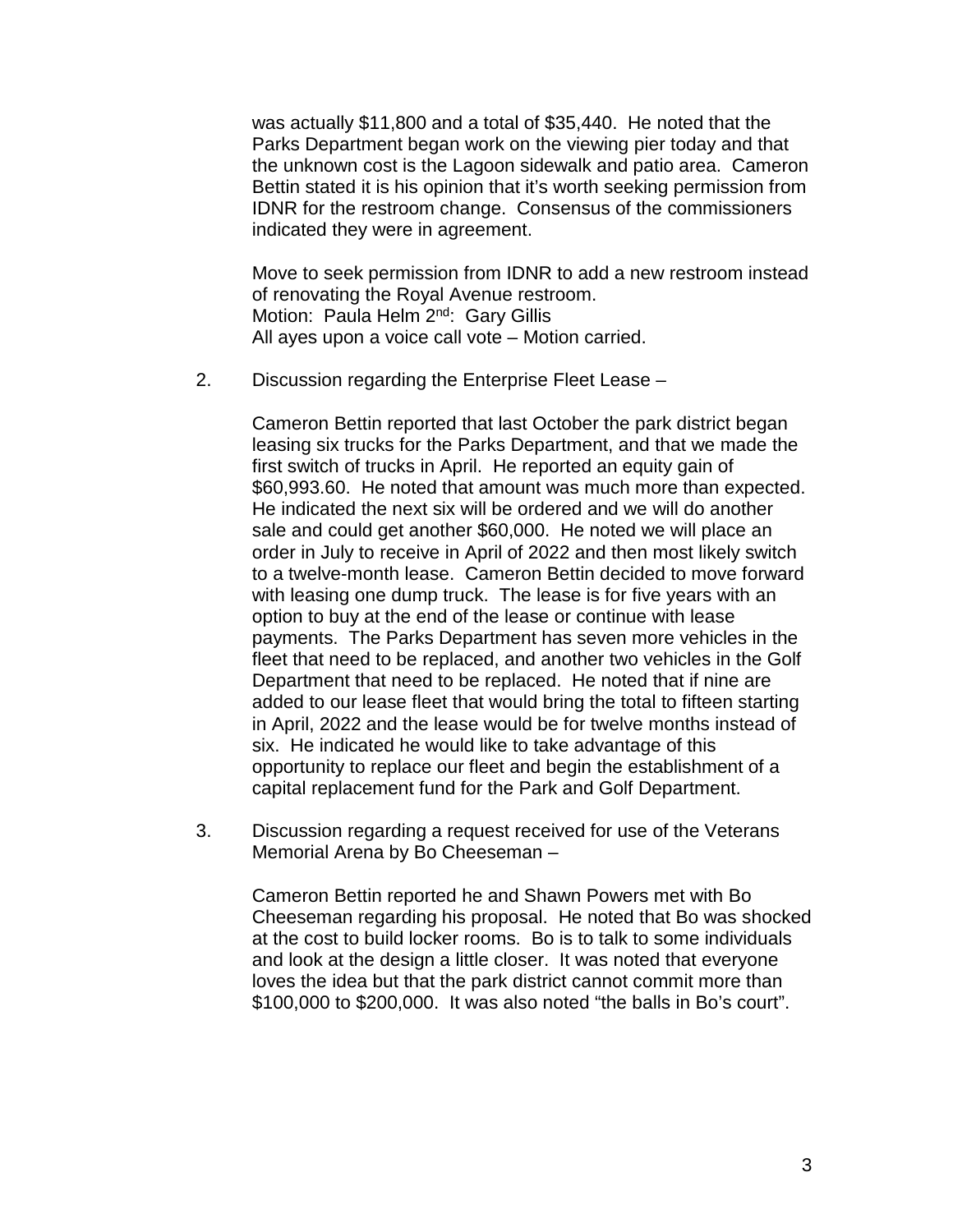was actually $11,800 and a total of $35,440. He noted that the Parks Department began work on the viewing pier today and that the unknown cost is the Lagoon sidewalk and patio area. Cameron Bettin stated it is his opinion that it's worth seeking permission from IDNR for the restroom change. Consensus of the commissioners indicated they were in agreement.

Move to seek permission from IDNR to add a new restroom instead of renovating the Royal Avenue restroom.
Motion: Paula Helm 2nd: Gary Gillis
All ayes upon a voice call vote – Motion carried.

2. Discussion regarding the Enterprise Fleet Lease –

   Cameron Bettin reported that last October the park district began leasing six trucks for the Parks Department, and that we made the first switch of trucks in April. He reported an equity gain of $60,993.60. He noted that amount was much more than expected. He indicated the next six will be ordered and we will do another sale and could get another $60,000. He noted we will place an order in July to receive in April of 2022 and then most likely switch to a twelve-month lease. Cameron Bettin decided to move forward with leasing one dump truck. The lease is for five years with an option to buy at the end of the lease or continue with lease payments. The Parks Department has seven more vehicles in the fleet that need to be replaced, and another two vehicles in the Golf Department that need to be replaced. He noted that if nine are added to our lease fleet that would bring the total to fifteen starting in April, 2022 and the lease would be for twelve months instead of six. He indicated he would like to take advantage of this opportunity to replace our fleet and begin the establishment of a capital replacement fund for the Park and Golf Department.

3. Discussion regarding a request received for use of the Veterans Memorial Arena by Bo Cheeseman –

   Cameron Bettin reported he and Shawn Powers met with Bo Cheeseman regarding his proposal. He noted that Bo was shocked at the cost to build locker rooms. Bo is to talk to some individuals and look at the design a little closer. It was noted that everyone loves the idea but that the park district cannot commit more than $100,000 to $200,000. It was also noted "the balls in Bo's court".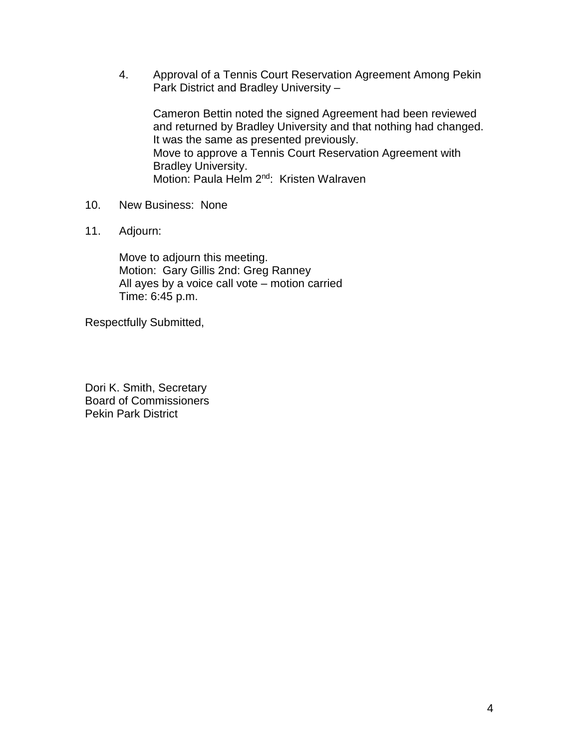4. Approval of a Tennis Court Reservation Agreement Among Pekin Park District and Bradley University –

   Cameron Bettin noted the signed Agreement had been reviewed and returned by Bradley University and that nothing had changed. It was the same as presented previously.
   Move to approve a Tennis Court Reservation Agreement with Bradley University.
   Motion: Paula Helm 2nd: Kristen Walraven

10. New Business: None

11. Adjourn:

    Move to adjourn this meeting.
    Motion: Gary Gillis 2nd: Greg Ranney
    All ayes by a voice call vote – motion carried
    Time: 6:45 p.m.

Respectfully Submitted,

Dori K. Smith, Secretary
Board of Commissioners
Pekin Park District